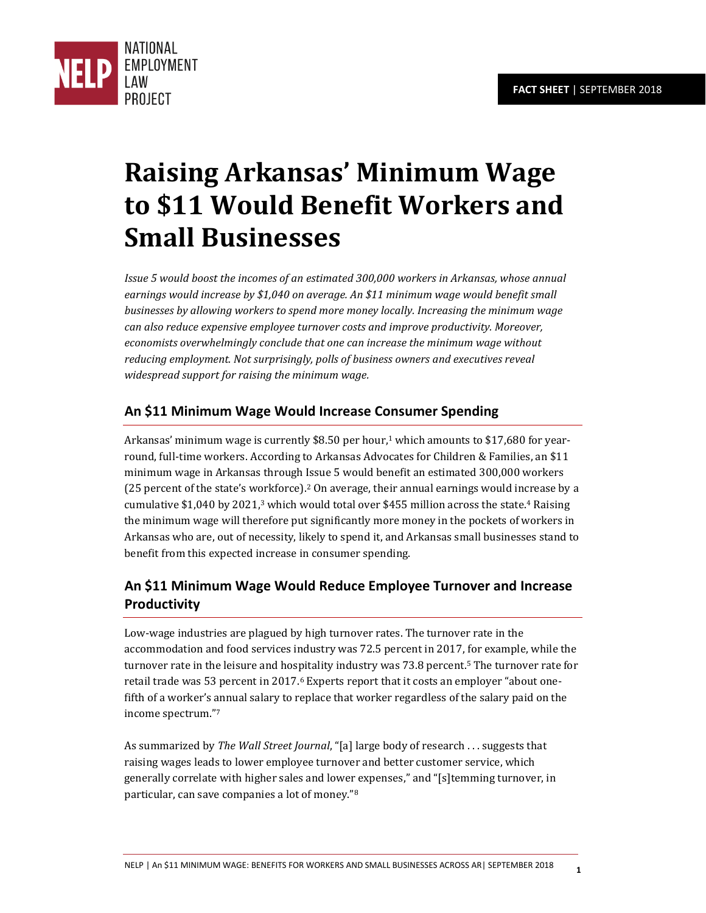NATIONAL EMPLOYMENT LAW PROJECT

**FACT SHEET** | SEPTEMBER 2018

# Raising Arkansas' Minimum Wage to $11 Would Benefit Workers and Small Businesses

*Issue 5 would boost the incomes of an estimated 300,000 workers in Arkansas, whose annual earnings would increase by $1,040 on average. An $11 minimum wage would benefit small businesses by allowing workers to spend more money locally. Increasing the minimum wage can also reduce expensive employee turnover costs and improve productivity. Moreover, economists overwhelmingly conclude that one can increase the minimum wage without reducing employment. Not surprisingly, polls of business owners and executives reveal widespread support for raising the minimum wage.*

## An $11 Minimum Wage Would Increase Consumer Spending

Arkansas' minimum wage is currently $8.50 per hour,[1] which amounts to $17,680 for year-round, full-time workers. According to Arkansas Advocates for Children & Families, an $11 minimum wage in Arkansas through Issue 5 would benefit an estimated 300,000 workers (25 percent of the state's workforce).[2] On average, their annual earnings would increase by a cumulative $1,040 by 2021,[3] which would total over $455 million across the state.[4] Raising the minimum wage will therefore put significantly more money in the pockets of workers in Arkansas who are, out of necessity, likely to spend it, and Arkansas small businesses stand to benefit from this expected increase in consumer spending.

## An $11 Minimum Wage Would Reduce Employee Turnover and Increase Productivity

Low-wage industries are plagued by high turnover rates. The turnover rate in the accommodation and food services industry was 72.5 percent in 2017, for example, while the turnover rate in the leisure and hospitality industry was 73.8 percent.[5] The turnover rate for retail trade was 53 percent in 2017.[6] Experts report that it costs an employer "about one-fifth of a worker's annual salary to replace that worker regardless of the salary paid on the income spectrum."[7]

As summarized by *The Wall Street Journal*, "[a] large body of research . . . suggests that raising wages leads to lower employee turnover and better customer service, which generally correlate with higher sales and lower expenses," and "[s]temming turnover, in particular, can save companies a lot of money."[8]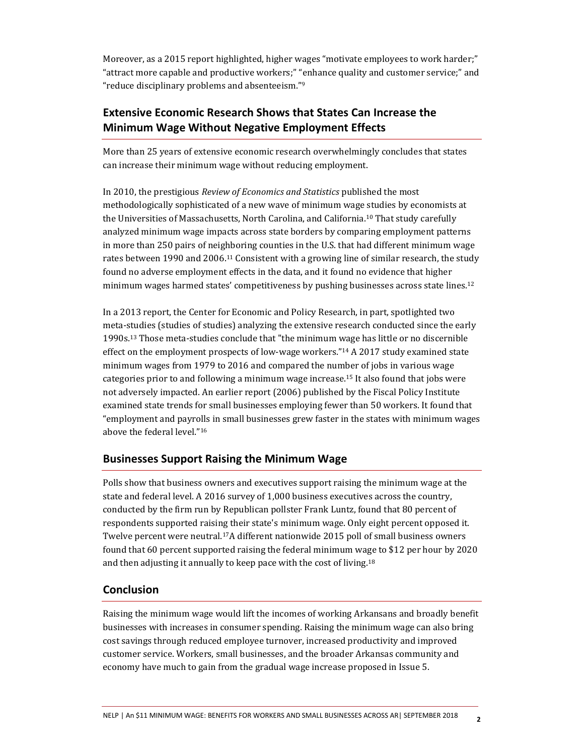Moreover, as a 2015 report highlighted, higher wages "motivate employees to work harder;" "attract more capable and productive workers;" "enhance quality and customer service;" and "reduce disciplinary problems and absenteeism."[9]

## Extensive Economic Research Shows that States Can Increase the Minimum Wage Without Negative Employment Effects

More than 25 years of extensive economic research overwhelmingly concludes that states can increase their minimum wage without reducing employment.

In 2010, the prestigious *Review of Economics and Statistics* published the most methodologically sophisticated of a new wave of minimum wage studies by economists at the Universities of Massachusetts, North Carolina, and California.[10] That study carefully analyzed minimum wage impacts across state borders by comparing employment patterns in more than 250 pairs of neighboring counties in the U.S. that had different minimum wage rates between 1990 and 2006.[11] Consistent with a growing line of similar research, the study found no adverse employment effects in the data, and it found no evidence that higher minimum wages harmed states' competitiveness by pushing businesses across state lines.[12]

In a 2013 report, the Center for Economic and Policy Research, in part, spotlighted two meta-studies (studies of studies) analyzing the extensive research conducted since the early 1990s.[13] Those meta-studies conclude that "the minimum wage has little or no discernible effect on the employment prospects of low-wage workers."[14] A 2017 study examined state minimum wages from 1979 to 2016 and compared the number of jobs in various wage categories prior to and following a minimum wage increase.[15] It also found that jobs were not adversely impacted. An earlier report (2006) published by the Fiscal Policy Institute examined state trends for small businesses employing fewer than 50 workers. It found that "employment and payrolls in small businesses grew faster in the states with minimum wages above the federal level."[16]

## Businesses Support Raising the Minimum Wage

Polls show that business owners and executives support raising the minimum wage at the state and federal level. A 2016 survey of 1,000 business executives across the country, conducted by the firm run by Republican pollster Frank Luntz, found that 80 percent of respondents supported raising their state's minimum wage. Only eight percent opposed it. Twelve percent were neutral.[17] A different nationwide 2015 poll of small business owners found that 60 percent supported raising the federal minimum wage to $12 per hour by 2020 and then adjusting it annually to keep pace with the cost of living.[18]

## Conclusion

Raising the minimum wage would lift the incomes of working Arkansans and broadly benefit businesses with increases in consumer spending. Raising the minimum wage can also bring cost savings through reduced employee turnover, increased productivity and improved customer service. Workers, small businesses, and the broader Arkansas community and economy have much to gain from the gradual wage increase proposed in Issue 5.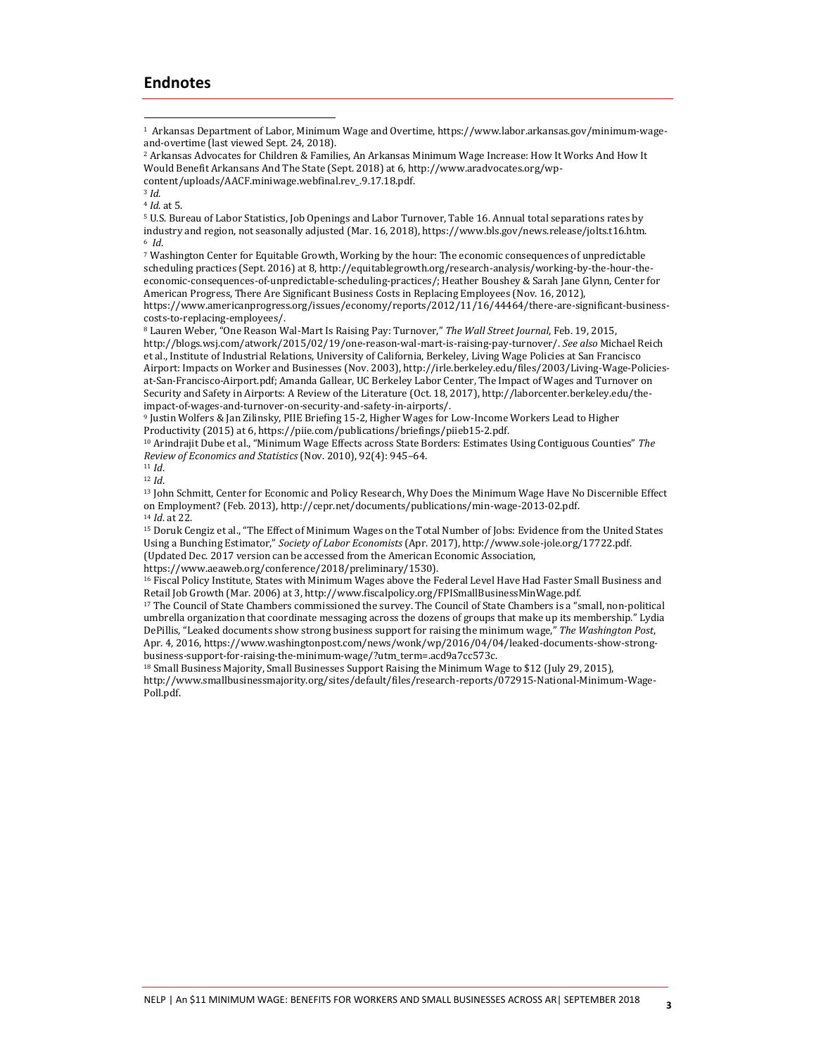## Endnotes

[1] Arkansas Department of Labor, Minimum Wage and Overtime, https://www.labor.arkansas.gov/minimum-wage-and-overtime (last viewed Sept. 24, 2018).

[2] Arkansas Advocates for Children & Families, An Arkansas Minimum Wage Increase: How It Works And How It Would Benefit Arkansans And The State (Sept. 2018) at 6, http://www.aradvocates.org/wp-content/uploads/AACF.miniwage.webfinal.rev_.9.17.18.pdf.

[3] *Id.*

[4] *Id.* at 5.

[5] U.S. Bureau of Labor Statistics, Job Openings and Labor Turnover, Table 16. Annual total separations rates by industry and region, not seasonally adjusted (Mar. 16, 2018), https://www.bls.gov/news.release/jolts.t16.htm.

[6] *Id.*

[7] Washington Center for Equitable Growth, Working by the hour: The economic consequences of unpredictable scheduling practices (Sept. 2016) at 8, http://equitablegrowth.org/research-analysis/working-by-the-hour-the-economic-consequences-of-unpredictable-scheduling-practices/; Heather Boushey & Sarah Jane Glynn, Center for American Progress, There Are Significant Business Costs in Replacing Employees (Nov. 16, 2012), https://www.americanprogress.org/issues/economy/reports/2012/11/16/44464/there-are-significant-business-costs-to-replacing-employees/.

[8] Lauren Weber, "One Reason Wal-Mart Is Raising Pay: Turnover," *The Wall Street Journal*, Feb. 19, 2015, http://blogs.wsj.com/atwork/2015/02/19/one-reason-wal-mart-is-raising-pay-turnover/. *See also* Michael Reich et al., Institute of Industrial Relations, University of California, Berkeley, Living Wage Policies at San Francisco Airport: Impacts on Worker and Businesses (Nov. 2003), http://irle.berkeley.edu/files/2003/Living-Wage-Policies-at-San-Francisco-Airport.pdf; Amanda Gallear, UC Berkeley Labor Center, The Impact of Wages and Turnover on Security and Safety in Airports: A Review of the Literature (Oct. 18, 2017), http://laborcenter.berkeley.edu/the-impact-of-wages-and-turnover-on-security-and-safety-in-airports/.

[9] Justin Wolfers & Jan Zilinsky, PIIE Briefing 15-2, Higher Wages for Low-Income Workers Lead to Higher Productivity (2015) at 6, https://piie.com/publications/briefings/piieb15-2.pdf.

[10] Arindrajit Dube et al., "Minimum Wage Effects across State Borders: Estimates Using Contiguous Counties" *The Review of Economics and Statistics* (Nov. 2010), 92(4): 945–64.

[11] *Id.*

[12] *Id.*

[13] John Schmitt, Center for Economic and Policy Research, Why Does the Minimum Wage Have No Discernible Effect on Employment? (Feb. 2013), http://cepr.net/documents/publications/min-wage-2013-02.pdf.

[14] *Id.* at 22.

[15] Doruk Cengiz et al., "The Effect of Minimum Wages on the Total Number of Jobs: Evidence from the United States Using a Bunching Estimator," *Society of Labor Economists* (Apr. 2017), http://www.sole-jole.org/17722.pdf. (Updated Dec. 2017 version can be accessed from the American Economic Association, https://www.aeaweb.org/conference/2018/preliminary/1530).

[16] Fiscal Policy Institute, States with Minimum Wages above the Federal Level Have Had Faster Small Business and Retail Job Growth (Mar. 2006) at 3, http://www.fiscalpolicy.org/FPISmallBusinessMinWage.pdf.

[17] The Council of State Chambers commissioned the survey. The Council of State Chambers is a "small, non-political umbrella organization that coordinate messaging across the dozens of groups that make up its membership." Lydia DePillis, "Leaked documents show strong business support for raising the minimum wage," *The Washington Post*, Apr. 4, 2016, https://www.washingtonpost.com/news/wonk/wp/2016/04/04/leaked-documents-show-strong-business-support-for-raising-the-minimum-wage/?utm_term=.acd9a7cc573c.

[18] Small Business Majority, Small Businesses Support Raising the Minimum Wage to $12 (July 29, 2015), http://www.smallbusinessmajority.org/sites/default/files/research-reports/072915-National-Minimum-Wage-Poll.pdf.